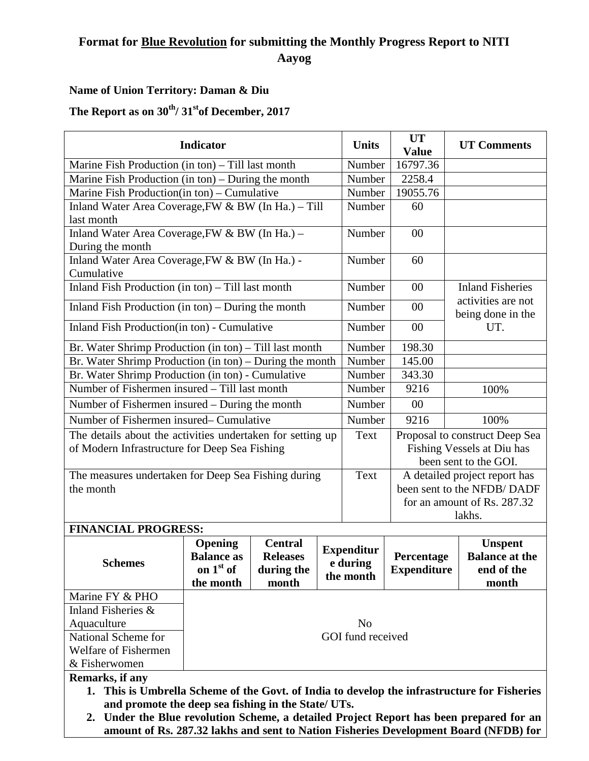# Format for <u>Blue Revolution</u> for submitting the Monthly Progress Report to NITI Aayog

**Name of Union Territory: Daman & Diu**

**The Report as on 30th/ 31st of December, 2017**

| Indicator | Units | UT Value | UT Comments |
|---|---|---|---|
| Marine Fish Production (in ton) – Till last month | Number | 16797.36 | |
| Marine Fish Production (in ton) – During the month | Number | 2258.4 | |
| Marine Fish Production(in ton) – Cumulative | Number | 19055.76 | |
| Inland Water Area Coverage,FW & BW (In Ha.) – Till last month | Number | 60 | |
| Inland Water Area Coverage,FW & BW (In Ha.) – During the month | Number | 00 | |
| Inland Water Area Coverage,FW & BW (In Ha.) - Cumulative | Number | 60 | |
| Inland Fish Production (in ton) – Till last month | Number | 00 | Inland Fisheries activities are not being done in the UT. |
| Inland Fish Production (in ton) – During the month | Number | 00 | |
| Inland Fish Production(in ton) - Cumulative | Number | 00 | |
| Br. Water Shrimp Production (in ton) – Till last month | Number | 198.30 | |
| Br. Water Shrimp Production (in ton) – During the month | Number | 145.00 | |
| Br. Water Shrimp Production (in ton) - Cumulative | Number | 343.30 | |
| Number of Fishermen insured – Till last month | Number | 9216 | 100% |
| Number of Fishermen insured – During the month | Number | 00 | |
| Number of Fishermen insured– Cumulative | Number | 9216 | 100% |
| The details about the activities undertaken for setting up of Modern Infrastructure for Deep Sea Fishing | Text | Proposal to construct Deep Sea Fishing Vessels at Diu has been sent to the GOI. | |
| The measures undertaken for Deep Sea Fishing during the month | Text | A detailed project report has been sent to the NFDB/ DADF for an amount of Rs. 287.32 lakhs. | |

**FINANCIAL PROGRESS:**

| Schemes | Opening Balance as on 1st of the month | Central Releases during the month | Expenditure during the month | Percentage Expenditure | Unspent Balance at the end of the month |
|---|---|---|---|---|---|
| Marine FY & PHO | No GOI fund received | | | | |
| Inland Fisheries & Aquaculture | | | | | |
| National Scheme for Welfare of Fishermen & Fisherwomen | | | | | |

**Remarks, if any**

1. **This is Umbrella Scheme of the Govt. of India to develop the infrastructure for Fisheries and promote the deep sea fishing in the State/ UTs.**
2. **Under the Blue revolution Scheme, a detailed Project Report has been prepared for an amount of Rs. 287.32 lakhs and sent to Nation Fisheries Development Board (NFDB) for**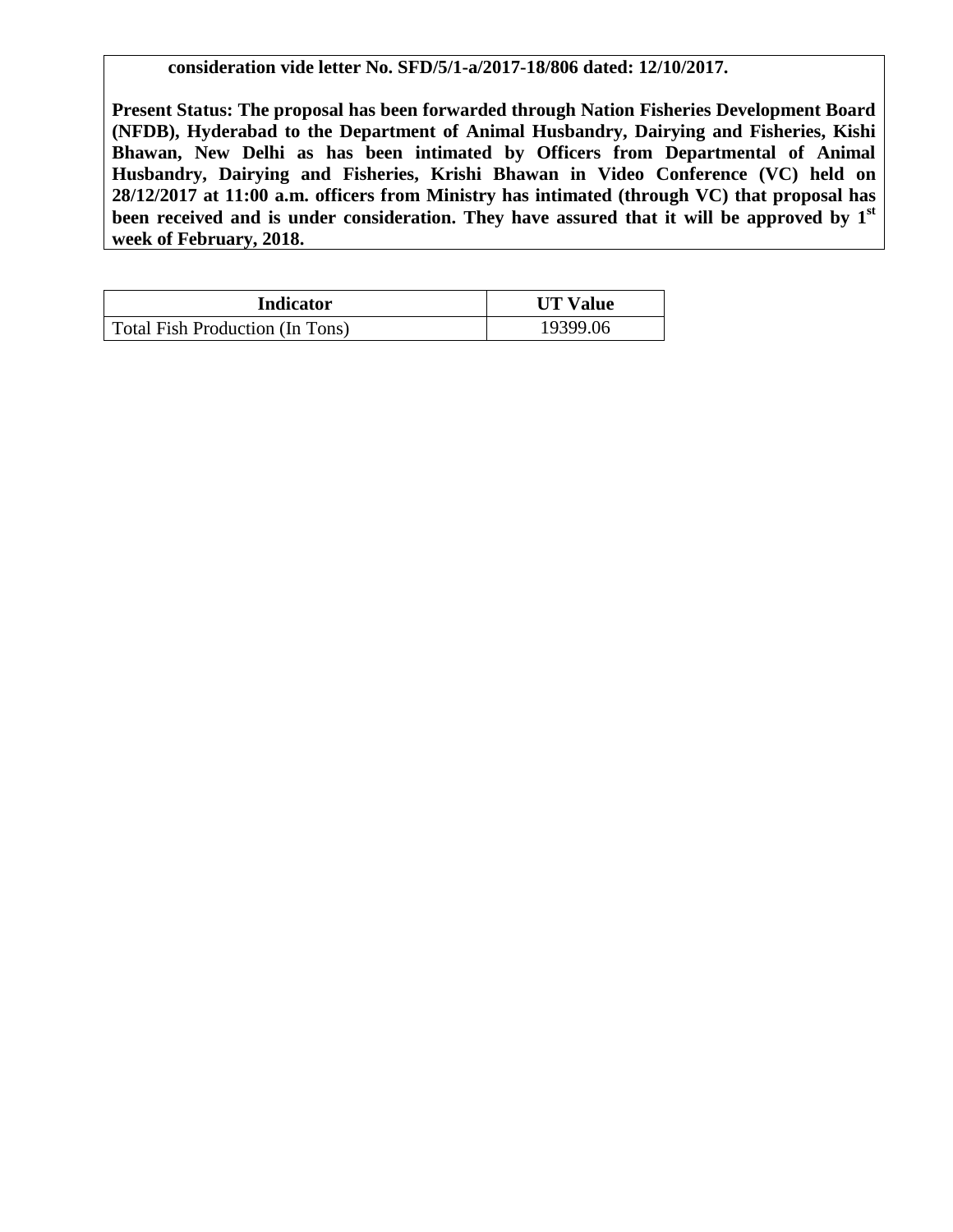**consideration vide letter No. SFD/5/1-a/2017-18/806 dated: 12/10/2017.**

**Present Status: The proposal has been forwarded through Nation Fisheries Development Board (NFDB), Hyderabad to the Department of Animal Husbandry, Dairying and Fisheries, Kishi Bhawan, New Delhi as has been intimated by Officers from Departmental of Animal Husbandry, Dairying and Fisheries, Krishi Bhawan in Video Conference (VC) held on 28/12/2017 at 11:00 a.m. officers from Ministry has intimated (through VC) that proposal has been received and is under consideration. They have assured that it will be approved by 1st week of February, 2018.**

| Indicator | UT Value |
|---|---|
| Total Fish Production (In Tons) | 19399.06 |